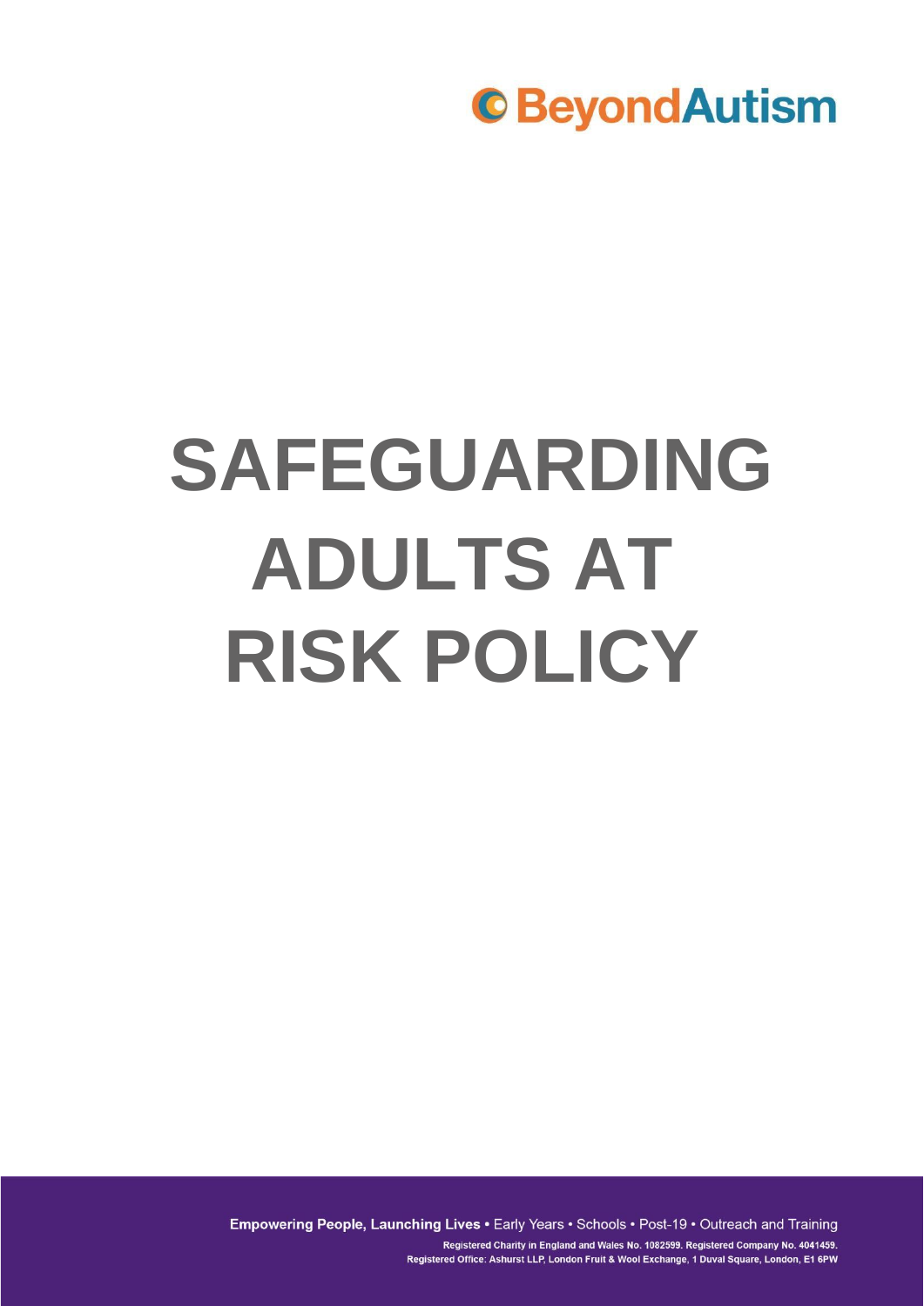BeyondAutism

# SAFEGUARDING ADULTS AT RISK POLICY

**Empowering People, Launching Lives** • Early Years • Schools • Post-19 • Outreach and Training

Registered Charity in England and Wales No. 1082599. Registered Company No. 4041459.
Registered Office: Ashurst LLP, London Fruit & Wool Exchange, 1 Duval Square, London, E1 6PW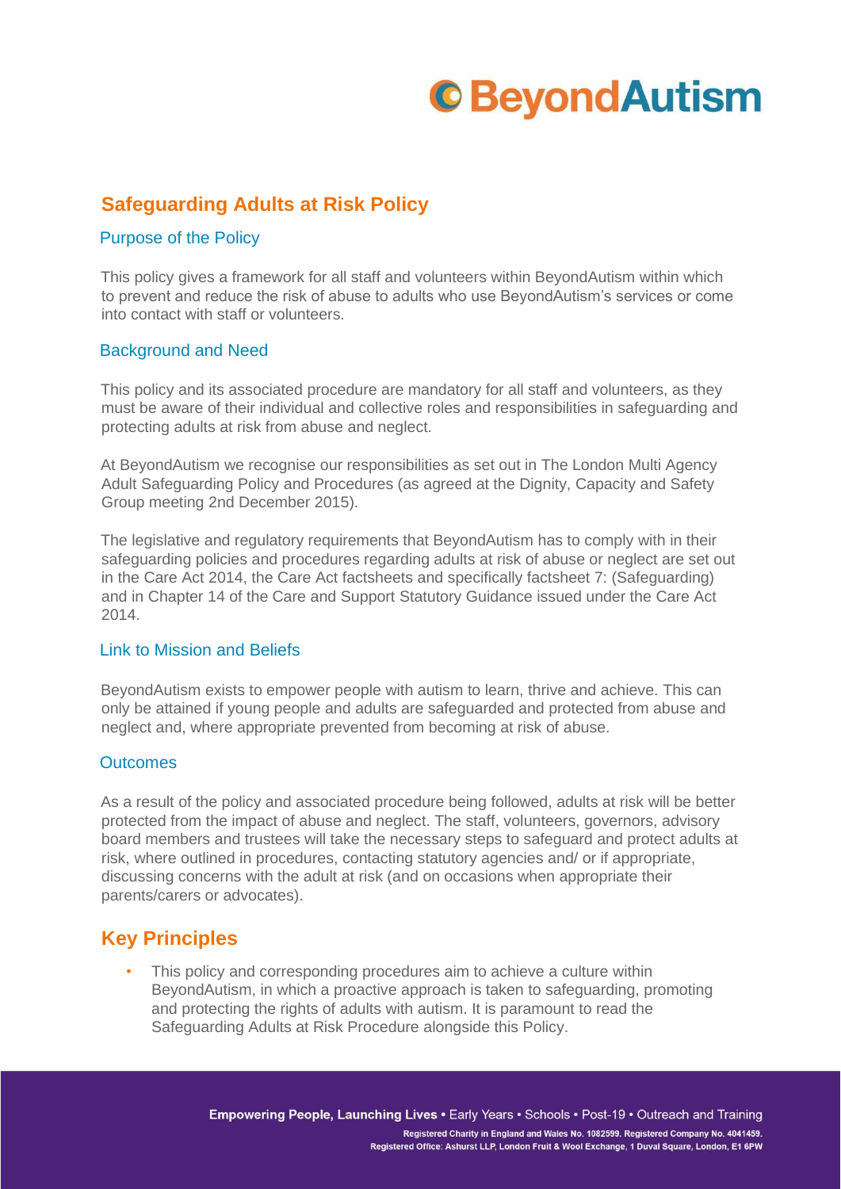## Safeguarding Adults at Risk Policy

### Purpose of the Policy

This policy gives a framework for all staff and volunteers within BeyondAutism within which to prevent and reduce the risk of abuse to adults who use BeyondAutism's services or come into contact with staff or volunteers.

### Background and Need

This policy and its associated procedure are mandatory for all staff and volunteers, as they must be aware of their individual and collective roles and responsibilities in safeguarding and protecting adults at risk from abuse and neglect.

At BeyondAutism we recognise our responsibilities as set out in The London Multi Agency Adult Safeguarding Policy and Procedures (as agreed at the Dignity, Capacity and Safety Group meeting 2nd December 2015).

The legislative and regulatory requirements that BeyondAutism has to comply with in their safeguarding policies and procedures regarding adults at risk of abuse or neglect are set out in the Care Act 2014, the Care Act factsheets and specifically factsheet 7: (Safeguarding) and in Chapter 14 of the Care and Support Statutory Guidance issued under the Care Act 2014.

### Link to Mission and Beliefs

BeyondAutism exists to empower people with autism to learn, thrive and achieve. This can only be attained if young people and adults are safeguarded and protected from abuse and neglect and, where appropriate prevented from becoming at risk of abuse.

### Outcomes

As a result of the policy and associated procedure being followed, adults at risk will be better protected from the impact of abuse and neglect. The staff, volunteers, governors, advisory board members and trustees will take the necessary steps to safeguard and protect adults at risk, where outlined in procedures, contacting statutory agencies and/ or if appropriate, discussing concerns with the adult at risk (and on occasions when appropriate their parents/carers or advocates).

## Key Principles

- This policy and corresponding procedures aim to achieve a culture within BeyondAutism, in which a proactive approach is taken to safeguarding, promoting and protecting the rights of adults with autism. It is paramount to read the Safeguarding Adults at Risk Procedure alongside this Policy.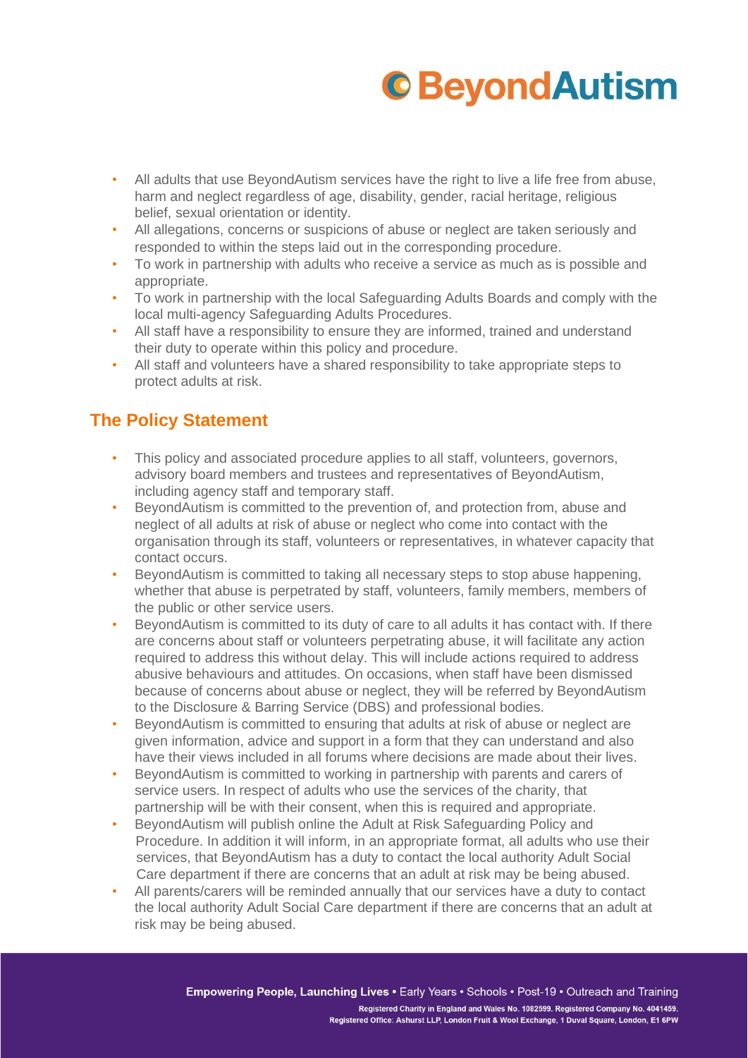- All adults that use BeyondAutism services have the right to live a life free from abuse, harm and neglect regardless of age, disability, gender, racial heritage, religious belief, sexual orientation or identity.
- All allegations, concerns or suspicions of abuse or neglect are taken seriously and responded to within the steps laid out in the corresponding procedure.
- To work in partnership with adults who receive a service as much as is possible and appropriate.
- To work in partnership with the local Safeguarding Adults Boards and comply with the local multi-agency Safeguarding Adults Procedures.
- All staff have a responsibility to ensure they are informed, trained and understand their duty to operate within this policy and procedure.
- All staff and volunteers have a shared responsibility to take appropriate steps to protect adults at risk.

## The Policy Statement

- This policy and associated procedure applies to all staff, volunteers, governors, advisory board members and trustees and representatives of BeyondAutism, including agency staff and temporary staff.
- BeyondAutism is committed to the prevention of, and protection from, abuse and neglect of all adults at risk of abuse or neglect who come into contact with the organisation through its staff, volunteers or representatives, in whatever capacity that contact occurs.
- BeyondAutism is committed to taking all necessary steps to stop abuse happening, whether that abuse is perpetrated by staff, volunteers, family members, members of the public or other service users.
- BeyondAutism is committed to its duty of care to all adults it has contact with. If there are concerns about staff or volunteers perpetrating abuse, it will facilitate any action required to address this without delay. This will include actions required to address abusive behaviours and attitudes. On occasions, when staff have been dismissed because of concerns about abuse or neglect, they will be referred by BeyondAutism to the Disclosure & Barring Service (DBS) and professional bodies.
- BeyondAutism is committed to ensuring that adults at risk of abuse or neglect are given information, advice and support in a form that they can understand and also have their views included in all forums where decisions are made about their lives.
- BeyondAutism is committed to working in partnership with parents and carers of service users. In respect of adults who use the services of the charity, that partnership will be with their consent, when this is required and appropriate.
- BeyondAutism will publish online the Adult at Risk Safeguarding Policy and Procedure. In addition it will inform, in an appropriate format, all adults who use their services, that BeyondAutism has a duty to contact the local authority Adult Social Care department if there are concerns that an adult at risk may be being abused.
- All parents/carers will be reminded annually that our services have a duty to contact the local authority Adult Social Care department if there are concerns that an adult at risk may be being abused.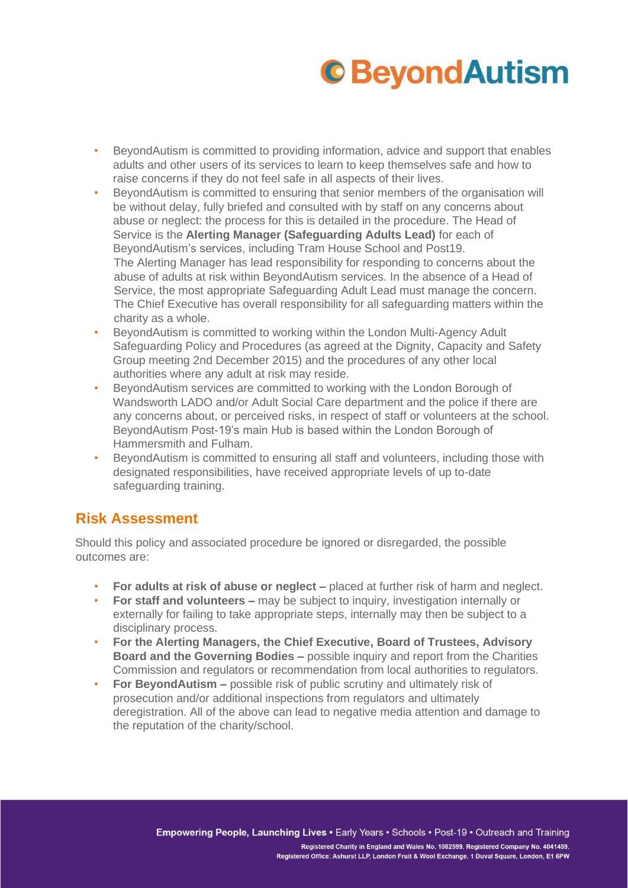- BeyondAutism is committed to providing information, advice and support that enables adults and other users of its services to learn to keep themselves safe and how to raise concerns if they do not feel safe in all aspects of their lives.
- BeyondAutism is committed to ensuring that senior members of the organisation will be without delay, fully briefed and consulted with by staff on any concerns about abuse or neglect: the process for this is detailed in the procedure. The Head of Service is the **Alerting Manager (Safeguarding Adults Lead)** for each of BeyondAutism's services, including Tram House School and Post19. The Alerting Manager has lead responsibility for responding to concerns about the abuse of adults at risk within BeyondAutism services. In the absence of a Head of Service, the most appropriate Safeguarding Adult Lead must manage the concern. The Chief Executive has overall responsibility for all safeguarding matters within the charity as a whole.
- BeyondAutism is committed to working within the London Multi-Agency Adult Safeguarding Policy and Procedures (as agreed at the Dignity, Capacity and Safety Group meeting 2nd December 2015) and the procedures of any other local authorities where any adult at risk may reside.
- BeyondAutism services are committed to working with the London Borough of Wandsworth LADO and/or Adult Social Care department and the police if there are any concerns about, or perceived risks, in respect of staff or volunteers at the school. BeyondAutism Post-19's main Hub is based within the London Borough of Hammersmith and Fulham.
- BeyondAutism is committed to ensuring all staff and volunteers, including those with designated responsibilities, have received appropriate levels of up to-date safeguarding training.

## Risk Assessment

Should this policy and associated procedure be ignored or disregarded, the possible outcomes are:

- **For adults at risk of abuse or neglect –** placed at further risk of harm and neglect.
- **For staff and volunteers –** may be subject to inquiry, investigation internally or externally for failing to take appropriate steps, internally may then be subject to a disciplinary process.
- **For the Alerting Managers, the Chief Executive, Board of Trustees, Advisory Board and the Governing Bodies –** possible inquiry and report from the Charities Commission and regulators or recommendation from local authorities to regulators.
- **For BeyondAutism –** possible risk of public scrutiny and ultimately risk of prosecution and/or additional inspections from regulators and ultimately deregistration. All of the above can lead to negative media attention and damage to the reputation of the charity/school.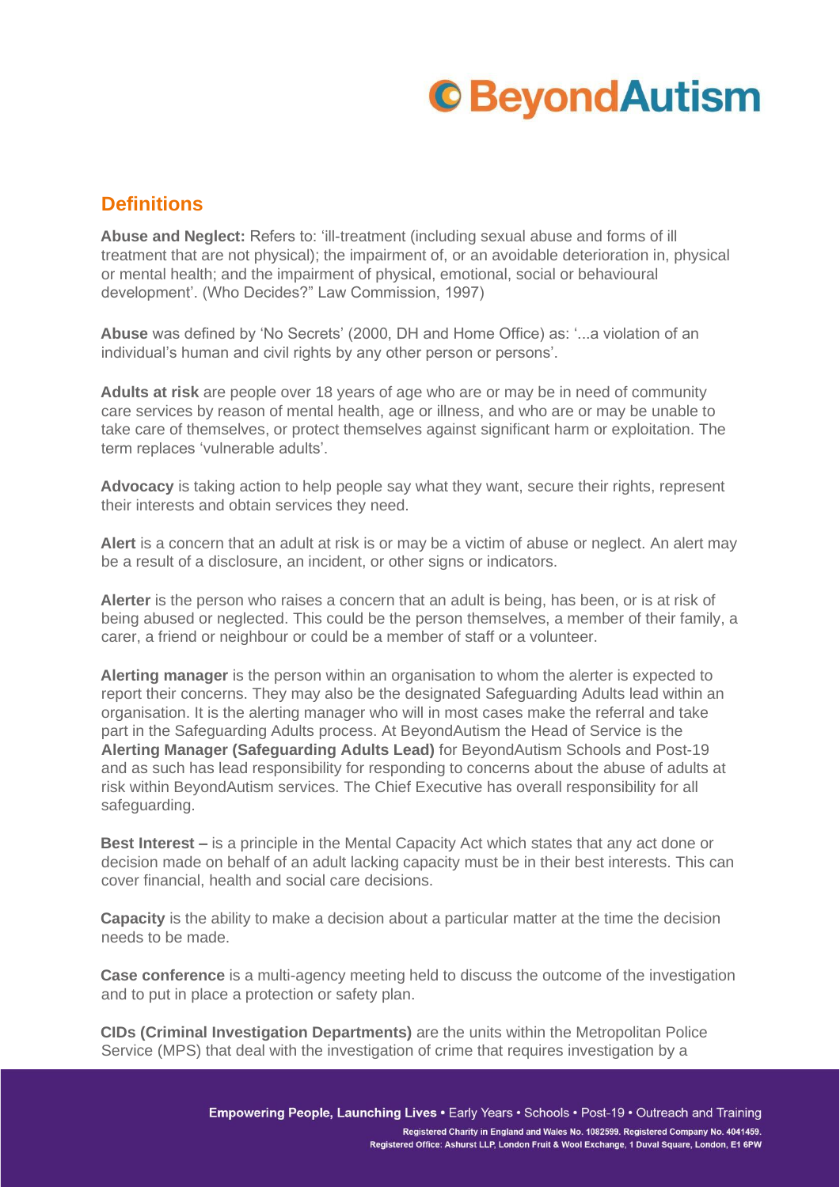## Definitions

**Abuse and Neglect:** Refers to: 'ill-treatment (including sexual abuse and forms of ill treatment that are not physical); the impairment of, or an avoidable deterioration in, physical or mental health; and the impairment of physical, emotional, social or behavioural development'. (Who Decides?" Law Commission, 1997)

**Abuse** was defined by 'No Secrets' (2000, DH and Home Office) as: '...a violation of an individual's human and civil rights by any other person or persons'.

**Adults at risk** are people over 18 years of age who are or may be in need of community care services by reason of mental health, age or illness, and who are or may be unable to take care of themselves, or protect themselves against significant harm or exploitation. The term replaces 'vulnerable adults'.

**Advocacy** is taking action to help people say what they want, secure their rights, represent their interests and obtain services they need.

**Alert** is a concern that an adult at risk is or may be a victim of abuse or neglect. An alert may be a result of a disclosure, an incident, or other signs or indicators.

**Alerter** is the person who raises a concern that an adult is being, has been, or is at risk of being abused or neglected. This could be the person themselves, a member of their family, a carer, a friend or neighbour or could be a member of staff or a volunteer.

**Alerting manager** is the person within an organisation to whom the alerter is expected to report their concerns. They may also be the designated Safeguarding Adults lead within an organisation. It is the alerting manager who will in most cases make the referral and take part in the Safeguarding Adults process. At BeyondAutism the Head of Service is the **Alerting Manager (Safeguarding Adults Lead)** for BeyondAutism Schools and Post-19 and as such has lead responsibility for responding to concerns about the abuse of adults at risk within BeyondAutism services. The Chief Executive has overall responsibility for all safeguarding.

**Best Interest –** is a principle in the Mental Capacity Act which states that any act done or decision made on behalf of an adult lacking capacity must be in their best interests. This can cover financial, health and social care decisions.

**Capacity** is the ability to make a decision about a particular matter at the time the decision needs to be made.

**Case conference** is a multi-agency meeting held to discuss the outcome of the investigation and to put in place a protection or safety plan.

**CIDs (Criminal Investigation Departments)** are the units within the Metropolitan Police Service (MPS) that deal with the investigation of crime that requires investigation by a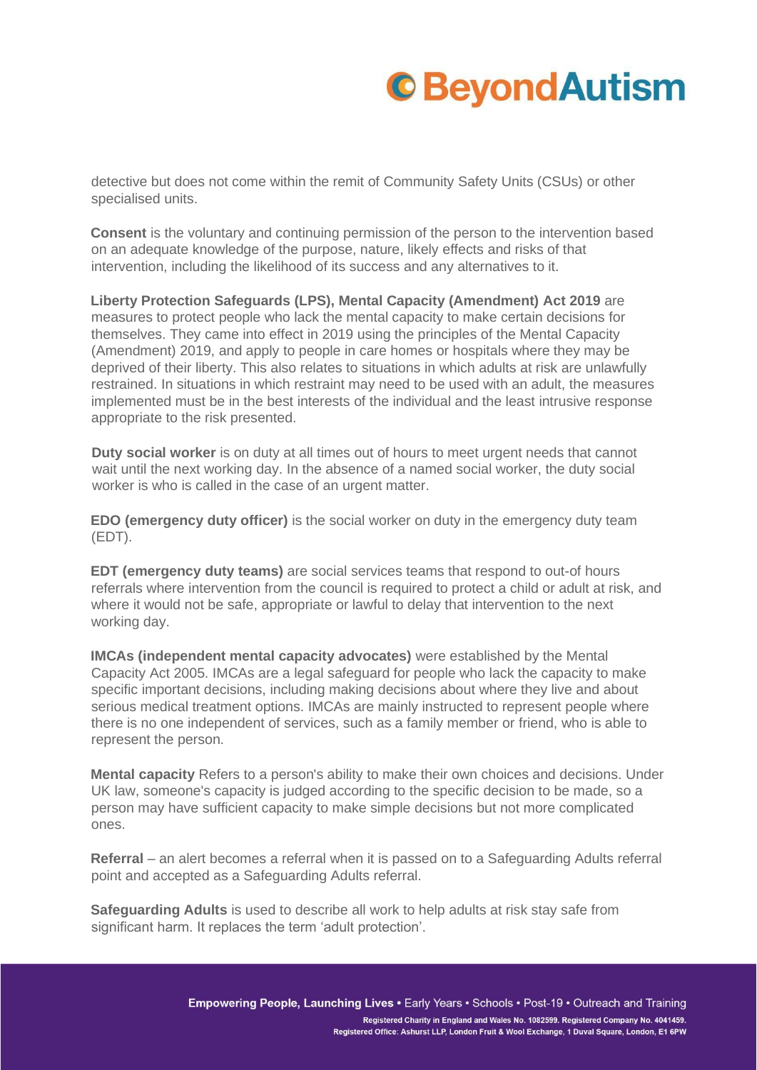detective but does not come within the remit of Community Safety Units (CSUs) or other specialised units.

**Consent** is the voluntary and continuing permission of the person to the intervention based on an adequate knowledge of the purpose, nature, likely effects and risks of that intervention, including the likelihood of its success and any alternatives to it.

**Liberty Protection Safeguards (LPS), Mental Capacity (Amendment) Act 2019** are measures to protect people who lack the mental capacity to make certain decisions for themselves. They came into effect in 2019 using the principles of the Mental Capacity (Amendment) 2019, and apply to people in care homes or hospitals where they may be deprived of their liberty. This also relates to situations in which adults at risk are unlawfully restrained. In situations in which restraint may need to be used with an adult, the measures implemented must be in the best interests of the individual and the least intrusive response appropriate to the risk presented.

**Duty social worker** is on duty at all times out of hours to meet urgent needs that cannot wait until the next working day. In the absence of a named social worker, the duty social worker is who is called in the case of an urgent matter.

**EDO (emergency duty officer)** is the social worker on duty in the emergency duty team (EDT).

**EDT (emergency duty teams)** are social services teams that respond to out-of hours referrals where intervention from the council is required to protect a child or adult at risk, and where it would not be safe, appropriate or lawful to delay that intervention to the next working day.

**IMCAs (independent mental capacity advocates)** were established by the Mental Capacity Act 2005. IMCAs are a legal safeguard for people who lack the capacity to make specific important decisions, including making decisions about where they live and about serious medical treatment options. IMCAs are mainly instructed to represent people where there is no one independent of services, such as a family member or friend, who is able to represent the person.

**Mental capacity** Refers to a person's ability to make their own choices and decisions. Under UK law, someone's capacity is judged according to the specific decision to be made, so a person may have sufficient capacity to make simple decisions but not more complicated ones.

**Referral** – an alert becomes a referral when it is passed on to a Safeguarding Adults referral point and accepted as a Safeguarding Adults referral.

**Safeguarding Adults** is used to describe all work to help adults at risk stay safe from significant harm. It replaces the term 'adult protection'.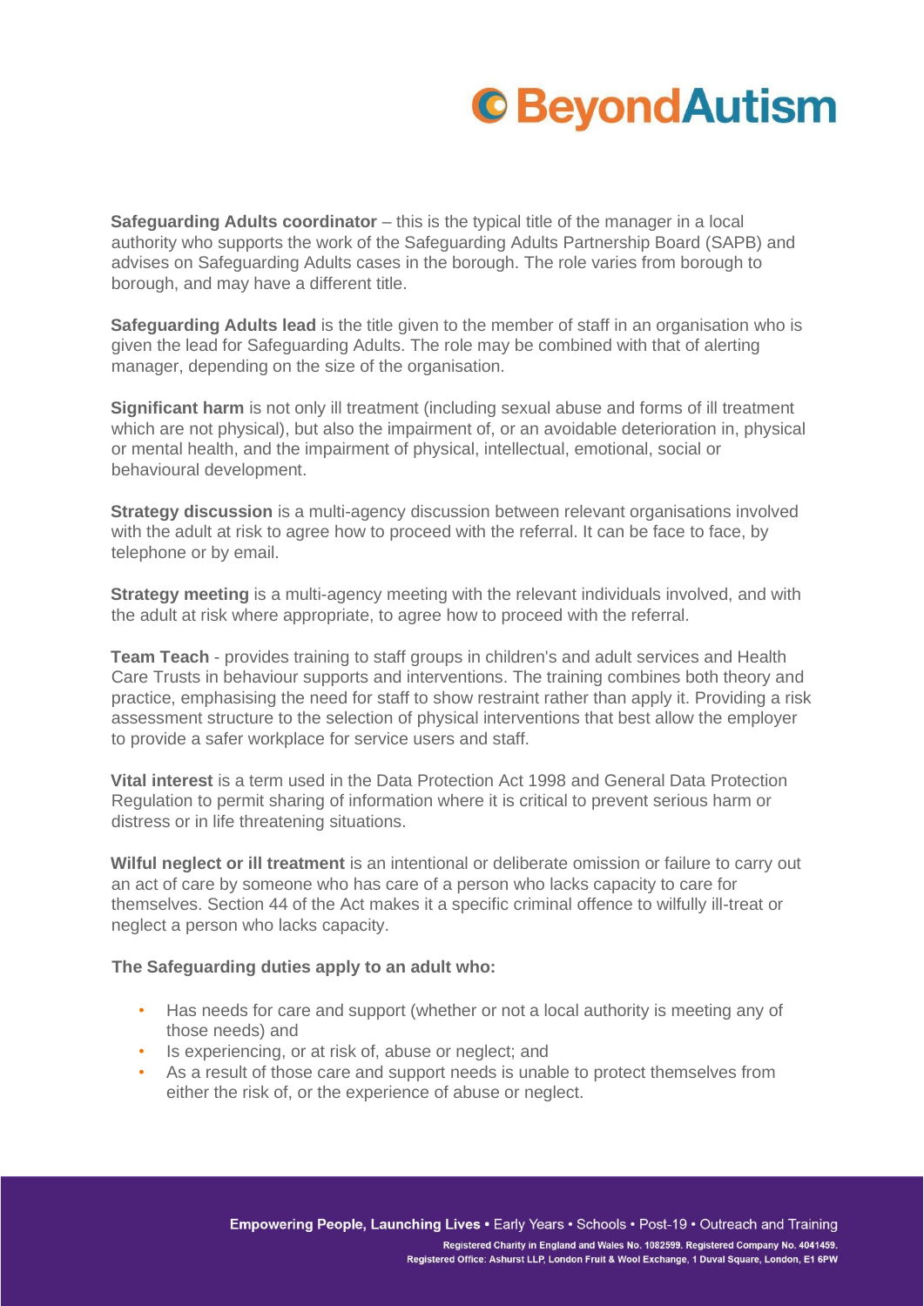**Safeguarding Adults coordinator** – this is the typical title of the manager in a local authority who supports the work of the Safeguarding Adults Partnership Board (SAPB) and advises on Safeguarding Adults cases in the borough. The role varies from borough to borough, and may have a different title.

**Safeguarding Adults lead** is the title given to the member of staff in an organisation who is given the lead for Safeguarding Adults. The role may be combined with that of alerting manager, depending on the size of the organisation.

**Significant harm** is not only ill treatment (including sexual abuse and forms of ill treatment which are not physical), but also the impairment of, or an avoidable deterioration in, physical or mental health, and the impairment of physical, intellectual, emotional, social or behavioural development.

**Strategy discussion** is a multi-agency discussion between relevant organisations involved with the adult at risk to agree how to proceed with the referral. It can be face to face, by telephone or by email.

**Strategy meeting** is a multi-agency meeting with the relevant individuals involved, and with the adult at risk where appropriate, to agree how to proceed with the referral.

**Team Teach** - provides training to staff groups in children's and adult services and Health Care Trusts in behaviour supports and interventions. The training combines both theory and practice, emphasising the need for staff to show restraint rather than apply it. Providing a risk assessment structure to the selection of physical interventions that best allow the employer to provide a safer workplace for service users and staff.

**Vital interest** is a term used in the Data Protection Act 1998 and General Data Protection Regulation to permit sharing of information where it is critical to prevent serious harm or distress or in life threatening situations.

**Wilful neglect or ill treatment** is an intentional or deliberate omission or failure to carry out an act of care by someone who has care of a person who lacks capacity to care for themselves. Section 44 of the Act makes it a specific criminal offence to wilfully ill-treat or neglect a person who lacks capacity.

**The Safeguarding duties apply to an adult who:**

- Has needs for care and support (whether or not a local authority is meeting any of those needs) and
- Is experiencing, or at risk of, abuse or neglect; and
- As a result of those care and support needs is unable to protect themselves from either the risk of, or the experience of abuse or neglect.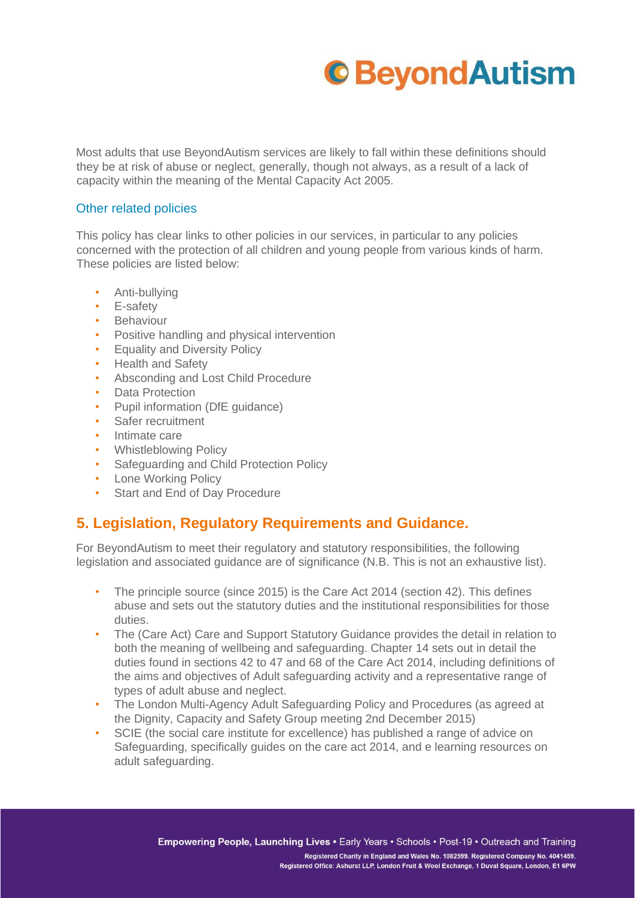Most adults that use BeyondAutism services are likely to fall within these definitions should they be at risk of abuse or neglect, generally, though not always, as a result of a lack of capacity within the meaning of the Mental Capacity Act 2005.

### Other related policies

This policy has clear links to other policies in our services, in particular to any policies concerned with the protection of all children and young people from various kinds of harm. These policies are listed below:

- Anti-bullying
- E-safety
- Behaviour
- Positive handling and physical intervention
- Equality and Diversity Policy
- Health and Safety
- Absconding and Lost Child Procedure
- Data Protection
- Pupil information (DfE guidance)
- Safer recruitment
- Intimate care
- Whistleblowing Policy
- Safeguarding and Child Protection Policy
- Lone Working Policy
- Start and End of Day Procedure

## 5. Legislation, Regulatory Requirements and Guidance.

For BeyondAutism to meet their regulatory and statutory responsibilities, the following legislation and associated guidance are of significance (N.B. This is not an exhaustive list).

- The principle source (since 2015) is the Care Act 2014 (section 42). This defines abuse and sets out the statutory duties and the institutional responsibilities for those duties.
- The (Care Act) Care and Support Statutory Guidance provides the detail in relation to both the meaning of wellbeing and safeguarding. Chapter 14 sets out in detail the duties found in sections 42 to 47 and 68 of the Care Act 2014, including definitions of the aims and objectives of Adult safeguarding activity and a representative range of types of adult abuse and neglect.
- The London Multi-Agency Adult Safeguarding Policy and Procedures (as agreed at the Dignity, Capacity and Safety Group meeting 2nd December 2015)
- SCIE (the social care institute for excellence) has published a range of advice on Safeguarding, specifically guides on the care act 2014, and e learning resources on adult safeguarding.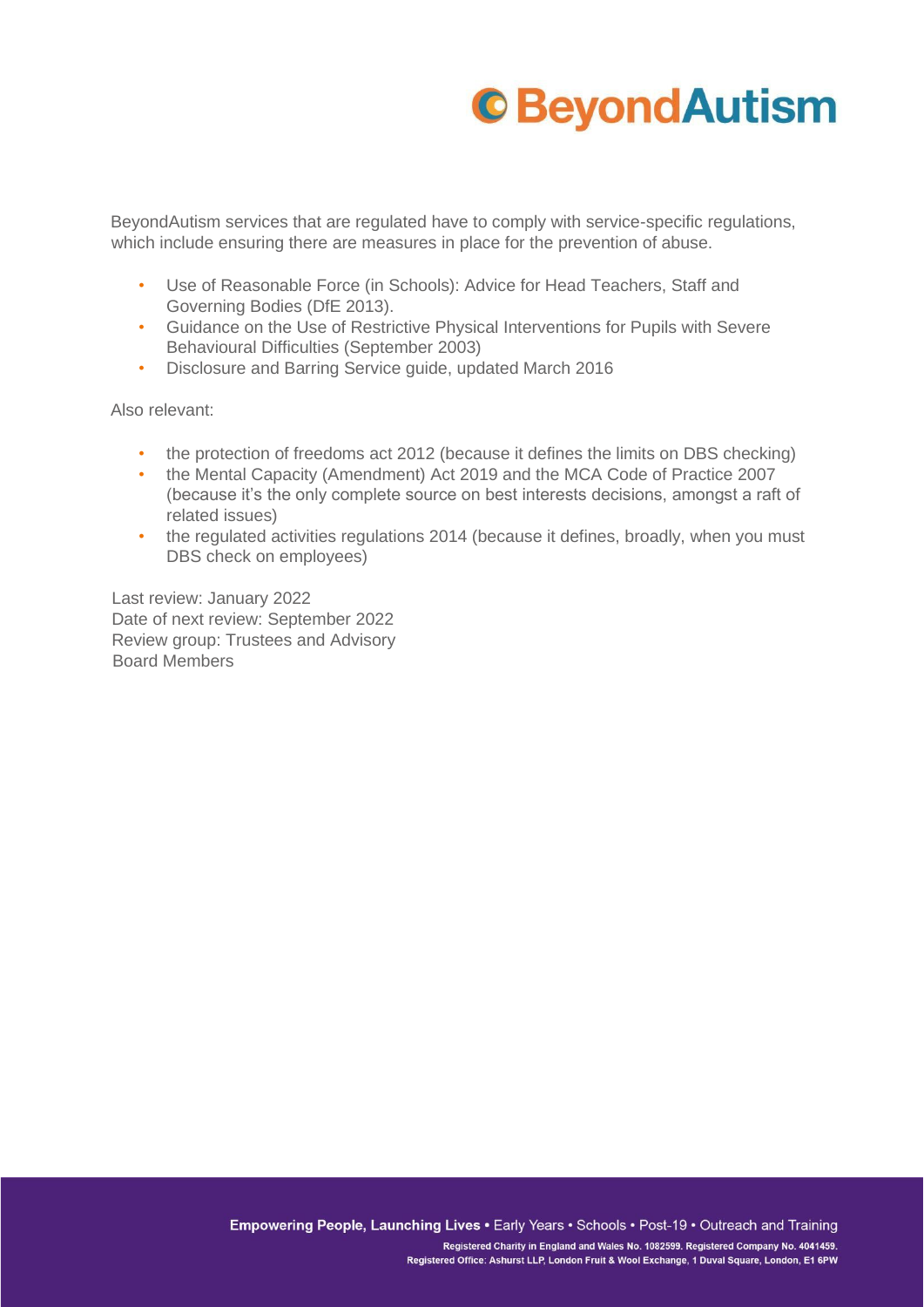BeyondAutism services that are regulated have to comply with service-specific regulations, which include ensuring there are measures in place for the prevention of abuse.

- Use of Reasonable Force (in Schools): Advice for Head Teachers, Staff and Governing Bodies (DfE 2013).
- Guidance on the Use of Restrictive Physical Interventions for Pupils with Severe Behavioural Difficulties (September 2003)
- Disclosure and Barring Service guide, updated March 2016

Also relevant:

- the protection of freedoms act 2012 (because it defines the limits on DBS checking)
- the Mental Capacity (Amendment) Act 2019 and the MCA Code of Practice 2007 (because it's the only complete source on best interests decisions, amongst a raft of related issues)
- the regulated activities regulations 2014 (because it defines, broadly, when you must DBS check on employees)

Last review: January 2022
Date of next review: September 2022
Review group: Trustees and Advisory Board Members